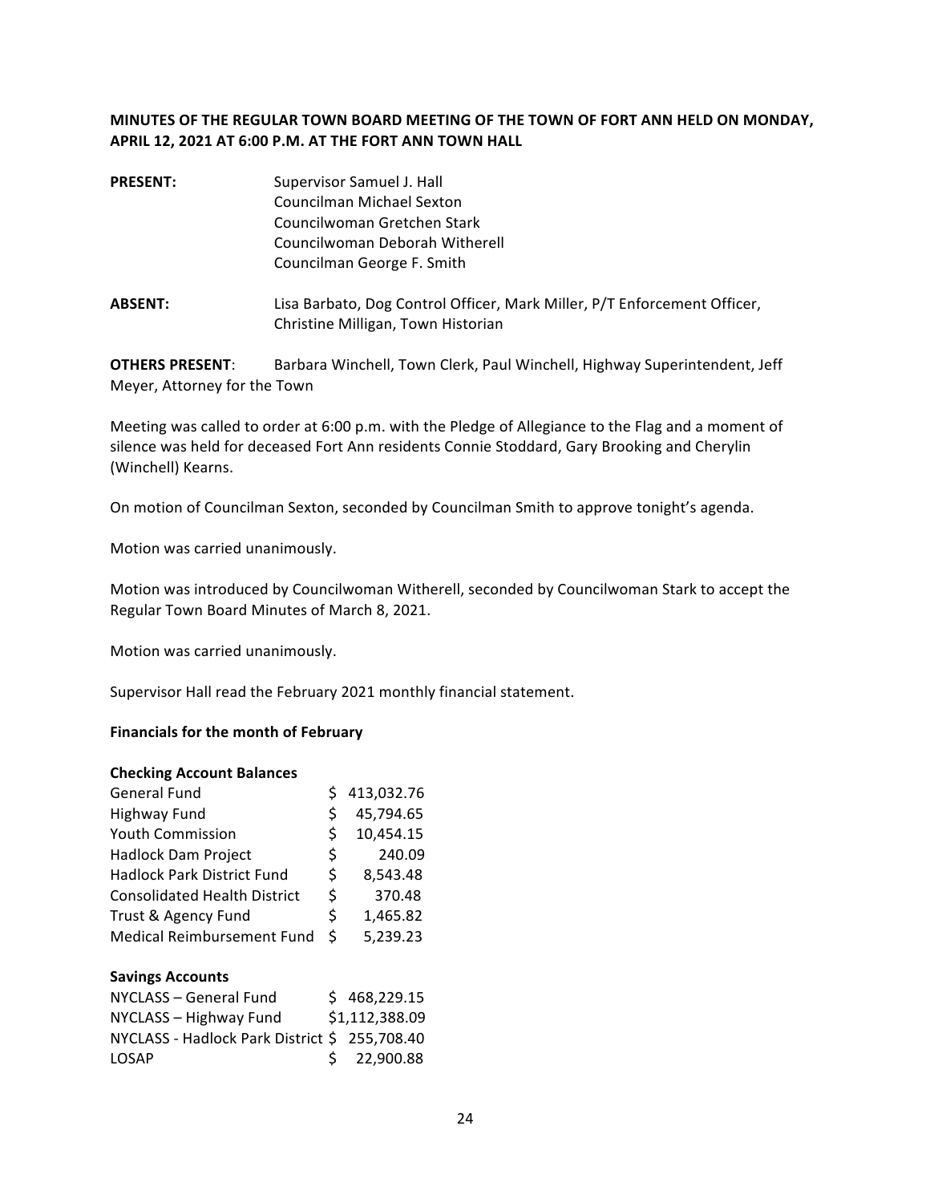**MINUTES OF THE REGULAR TOWN BOARD MEETING OF THE TOWN OF FORT ANN HELD ON MONDAY, APRIL 12, 2021 AT 6:00 P.M. AT THE FORT ANN TOWN HALL**

**PRESENT:** Supervisor Samuel J. Hall
Councilman Michael Sexton
Councilwoman Gretchen Stark
Councilwoman Deborah Witherell
Councilman George F. Smith

**ABSENT:** Lisa Barbato, Dog Control Officer, Mark Miller, P/T Enforcement Officer, Christine Milligan, Town Historian

**OTHERS PRESENT**: Barbara Winchell, Town Clerk, Paul Winchell, Highway Superintendent, Jeff Meyer, Attorney for the Town

Meeting was called to order at 6:00 p.m. with the Pledge of Allegiance to the Flag and a moment of silence was held for deceased Fort Ann residents Connie Stoddard, Gary Brooking and Cherylin (Winchell) Kearns.

On motion of Councilman Sexton, seconded by Councilman Smith to approve tonight's agenda.

Motion was carried unanimously.

Motion was introduced by Councilwoman Witherell, seconded by Councilwoman Stark to accept the Regular Town Board Minutes of March 8, 2021.

Motion was carried unanimously.

Supervisor Hall read the February 2021 monthly financial statement.

**Financials for the month of February**

**Checking Account Balances**

| | |
|---|---|
| General Fund | $ 413,032.76 |
| Highway Fund | $ 45,794.65 |
| Youth Commission | $ 10,454.15 |
| Hadlock Dam Project | $ 240.09 |
| Hadlock Park District Fund | $ 8,543.48 |
| Consolidated Health District | $ 370.48 |
| Trust & Agency Fund | $ 1,465.82 |
| Medical Reimbursement Fund | $ 5,239.23 |

**Savings Accounts**

| | |
|---|---|
| NYCLASS – General Fund | $ 468,229.15 |
| NYCLASS – Highway Fund | $1,112,388.09 |
| NYCLASS - Hadlock Park District | $ 255,708.40 |
| LOSAP | $ 22,900.88 |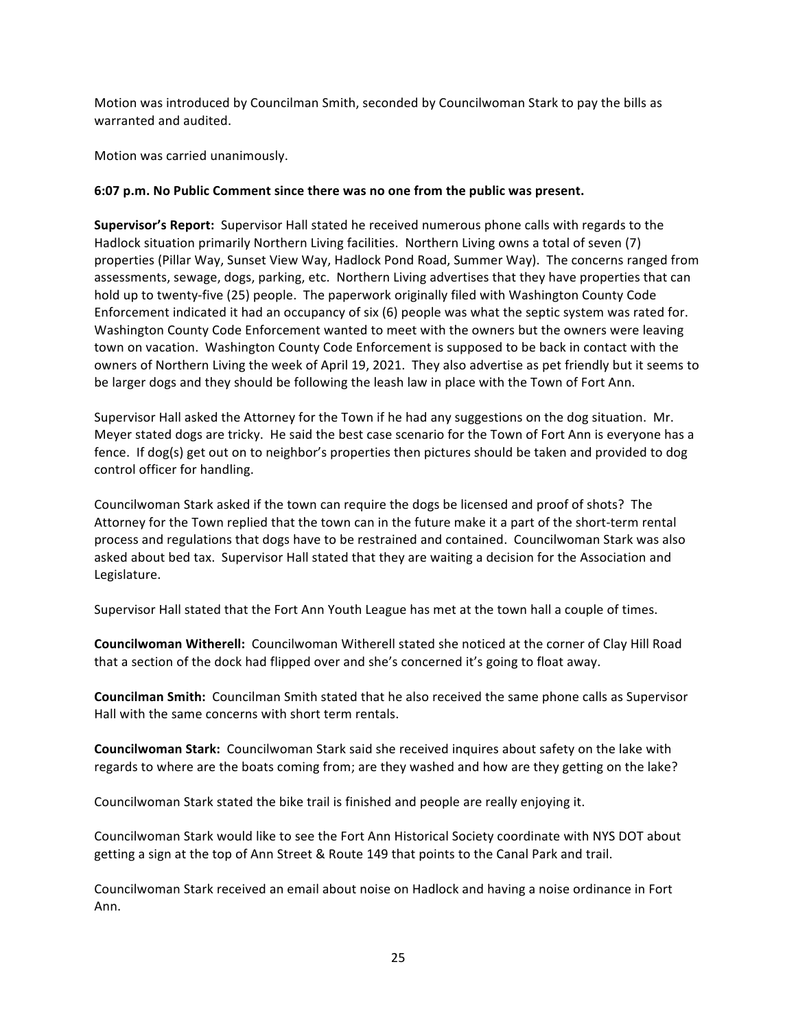Motion was introduced by Councilman Smith, seconded by Councilwoman Stark to pay the bills as warranted and audited.

Motion was carried unanimously.

**6:07 p.m. No Public Comment since there was no one from the public was present.**

**Supervisor's Report:** Supervisor Hall stated he received numerous phone calls with regards to the Hadlock situation primarily Northern Living facilities. Northern Living owns a total of seven (7) properties (Pillar Way, Sunset View Way, Hadlock Pond Road, Summer Way). The concerns ranged from assessments, sewage, dogs, parking, etc. Northern Living advertises that they have properties that can hold up to twenty-five (25) people. The paperwork originally filed with Washington County Code Enforcement indicated it had an occupancy of six (6) people was what the septic system was rated for. Washington County Code Enforcement wanted to meet with the owners but the owners were leaving town on vacation. Washington County Code Enforcement is supposed to be back in contact with the owners of Northern Living the week of April 19, 2021. They also advertise as pet friendly but it seems to be larger dogs and they should be following the leash law in place with the Town of Fort Ann.

Supervisor Hall asked the Attorney for the Town if he had any suggestions on the dog situation. Mr. Meyer stated dogs are tricky. He said the best case scenario for the Town of Fort Ann is everyone has a fence. If dog(s) get out on to neighbor's properties then pictures should be taken and provided to dog control officer for handling.

Councilwoman Stark asked if the town can require the dogs be licensed and proof of shots? The Attorney for the Town replied that the town can in the future make it a part of the short-term rental process and regulations that dogs have to be restrained and contained. Councilwoman Stark was also asked about bed tax. Supervisor Hall stated that they are waiting a decision for the Association and Legislature.

Supervisor Hall stated that the Fort Ann Youth League has met at the town hall a couple of times.

**Councilwoman Witherell:** Councilwoman Witherell stated she noticed at the corner of Clay Hill Road that a section of the dock had flipped over and she's concerned it's going to float away.

**Councilman Smith:** Councilman Smith stated that he also received the same phone calls as Supervisor Hall with the same concerns with short term rentals.

**Councilwoman Stark:** Councilwoman Stark said she received inquires about safety on the lake with regards to where are the boats coming from; are they washed and how are they getting on the lake?

Councilwoman Stark stated the bike trail is finished and people are really enjoying it.

Councilwoman Stark would like to see the Fort Ann Historical Society coordinate with NYS DOT about getting a sign at the top of Ann Street & Route 149 that points to the Canal Park and trail.

Councilwoman Stark received an email about noise on Hadlock and having a noise ordinance in Fort Ann.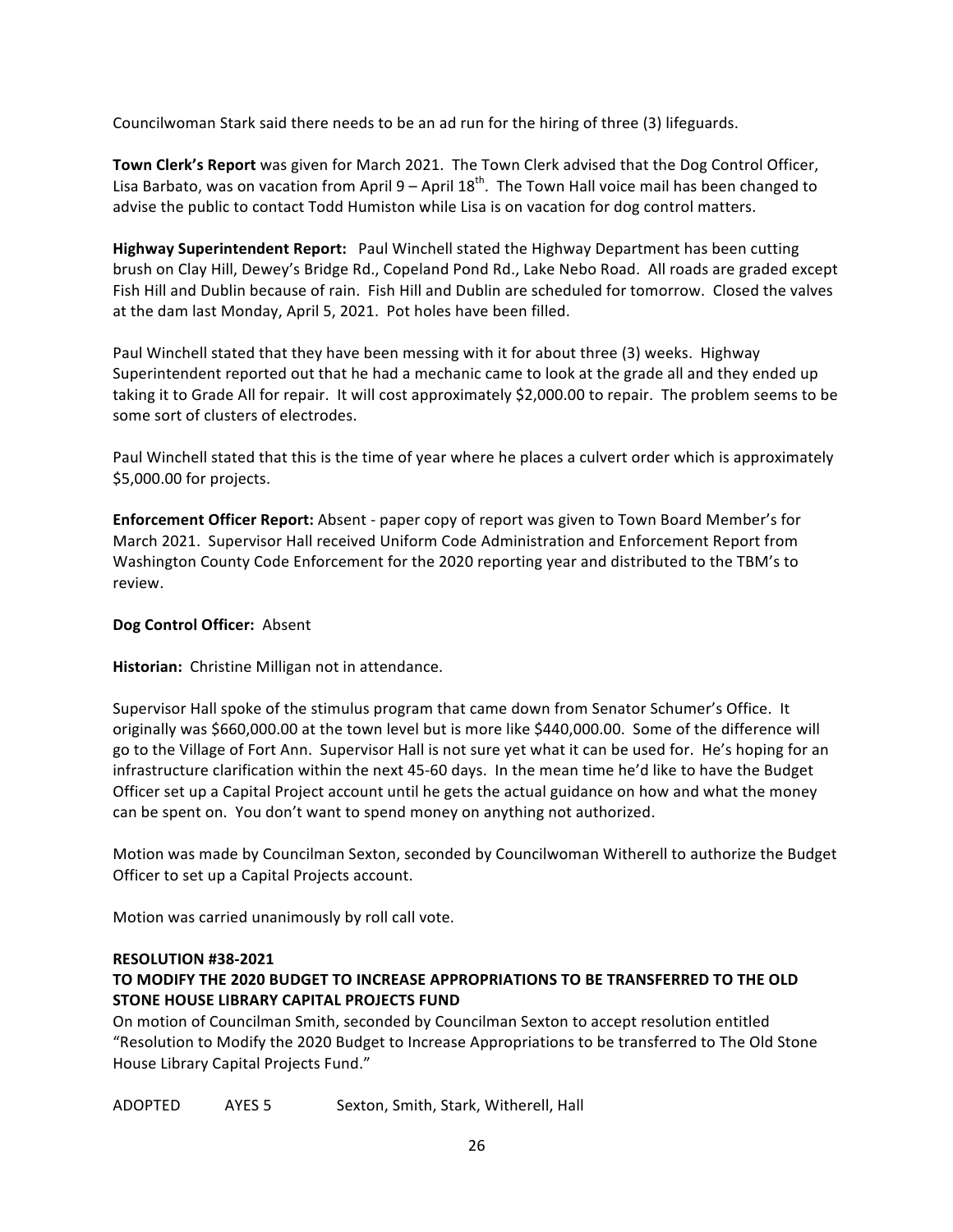Councilwoman Stark said there needs to be an ad run for the hiring of three (3) lifeguards.

**Town Clerk's Report** was given for March 2021. The Town Clerk advised that the Dog Control Officer, Lisa Barbato, was on vacation from April 9 – April 18th. The Town Hall voice mail has been changed to advise the public to contact Todd Humiston while Lisa is on vacation for dog control matters.

**Highway Superintendent Report:** Paul Winchell stated the Highway Department has been cutting brush on Clay Hill, Dewey's Bridge Rd., Copeland Pond Rd., Lake Nebo Road. All roads are graded except Fish Hill and Dublin because of rain. Fish Hill and Dublin are scheduled for tomorrow. Closed the valves at the dam last Monday, April 5, 2021. Pot holes have been filled.

Paul Winchell stated that they have been messing with it for about three (3) weeks. Highway Superintendent reported out that he had a mechanic came to look at the grade all and they ended up taking it to Grade All for repair. It will cost approximately $2,000.00 to repair. The problem seems to be some sort of clusters of electrodes.

Paul Winchell stated that this is the time of year where he places a culvert order which is approximately $5,000.00 for projects.

**Enforcement Officer Report:** Absent - paper copy of report was given to Town Board Member's for March 2021. Supervisor Hall received Uniform Code Administration and Enforcement Report from Washington County Code Enforcement for the 2020 reporting year and distributed to the TBM's to review.

**Dog Control Officer:** Absent

**Historian:** Christine Milligan not in attendance.

Supervisor Hall spoke of the stimulus program that came down from Senator Schumer's Office. It originally was $660,000.00 at the town level but is more like $440,000.00. Some of the difference will go to the Village of Fort Ann. Supervisor Hall is not sure yet what it can be used for. He's hoping for an infrastructure clarification within the next 45-60 days. In the mean time he'd like to have the Budget Officer set up a Capital Project account until he gets the actual guidance on how and what the money can be spent on. You don't want to spend money on anything not authorized.

Motion was made by Councilman Sexton, seconded by Councilwoman Witherell to authorize the Budget Officer to set up a Capital Projects account.

Motion was carried unanimously by roll call vote.

**RESOLUTION #38-2021**
**TO MODIFY THE 2020 BUDGET TO INCREASE APPROPRIATIONS TO BE TRANSFERRED TO THE OLD STONE HOUSE LIBRARY CAPITAL PROJECTS FUND**
On motion of Councilman Smith, seconded by Councilman Sexton to accept resolution entitled "Resolution to Modify the 2020 Budget to Increase Appropriations to be transferred to The Old Stone House Library Capital Projects Fund."

ADOPTED AYES 5 Sexton, Smith, Stark, Witherell, Hall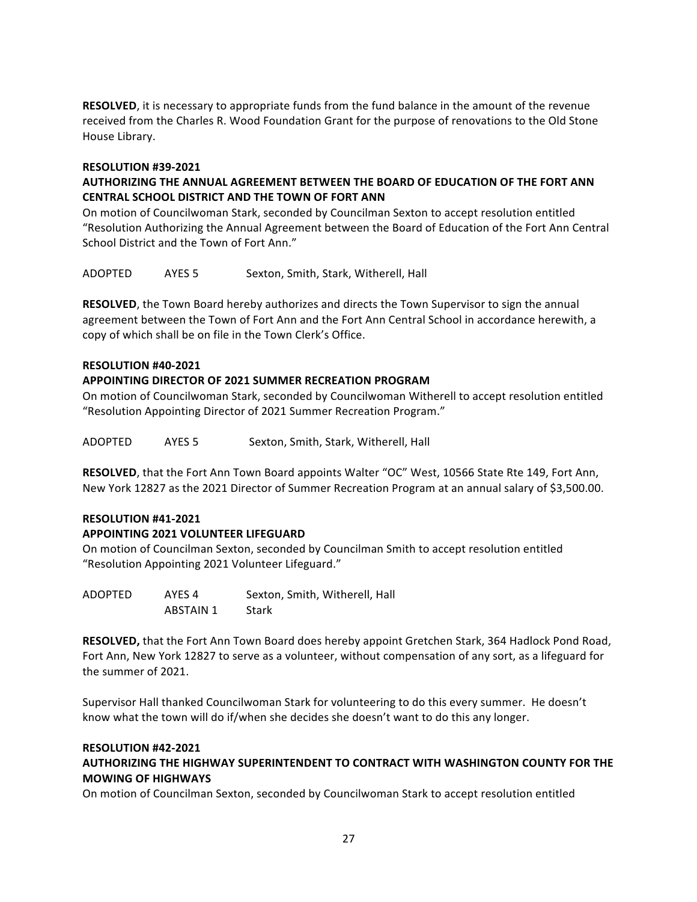**RESOLVED**, it is necessary to appropriate funds from the fund balance in the amount of the revenue received from the Charles R. Wood Foundation Grant for the purpose of renovations to the Old Stone House Library.

**RESOLUTION #39-2021**

**AUTHORIZING THE ANNUAL AGREEMENT BETWEEN THE BOARD OF EDUCATION OF THE FORT ANN CENTRAL SCHOOL DISTRICT AND THE TOWN OF FORT ANN**

On motion of Councilwoman Stark, seconded by Councilman Sexton to accept resolution entitled "Resolution Authorizing the Annual Agreement between the Board of Education of the Fort Ann Central School District and the Town of Fort Ann."

ADOPTED AYES 5 Sexton, Smith, Stark, Witherell, Hall

**RESOLVED**, the Town Board hereby authorizes and directs the Town Supervisor to sign the annual agreement between the Town of Fort Ann and the Fort Ann Central School in accordance herewith, a copy of which shall be on file in the Town Clerk's Office.

**RESOLUTION #40-2021**

**APPOINTING DIRECTOR OF 2021 SUMMER RECREATION PROGRAM**

On motion of Councilwoman Stark, seconded by Councilwoman Witherell to accept resolution entitled "Resolution Appointing Director of 2021 Summer Recreation Program."

ADOPTED AYES 5 Sexton, Smith, Stark, Witherell, Hall

**RESOLVED**, that the Fort Ann Town Board appoints Walter "OC" West, 10566 State Rte 149, Fort Ann, New York 12827 as the 2021 Director of Summer Recreation Program at an annual salary of $3,500.00.

**RESOLUTION #41-2021**

**APPOINTING 2021 VOLUNTEER LIFEGUARD**

On motion of Councilman Sexton, seconded by Councilman Smith to accept resolution entitled "Resolution Appointing 2021 Volunteer Lifeguard."

ADOPTED AYES 4 Sexton, Smith, Witherell, Hall
ABSTAIN 1 Stark

**RESOLVED,** that the Fort Ann Town Board does hereby appoint Gretchen Stark, 364 Hadlock Pond Road, Fort Ann, New York 12827 to serve as a volunteer, without compensation of any sort, as a lifeguard for the summer of 2021.

Supervisor Hall thanked Councilwoman Stark for volunteering to do this every summer. He doesn't know what the town will do if/when she decides she doesn't want to do this any longer.

**RESOLUTION #42-2021**

**AUTHORIZING THE HIGHWAY SUPERINTENDENT TO CONTRACT WITH WASHINGTON COUNTY FOR THE MOWING OF HIGHWAYS**

On motion of Councilman Sexton, seconded by Councilwoman Stark to accept resolution entitled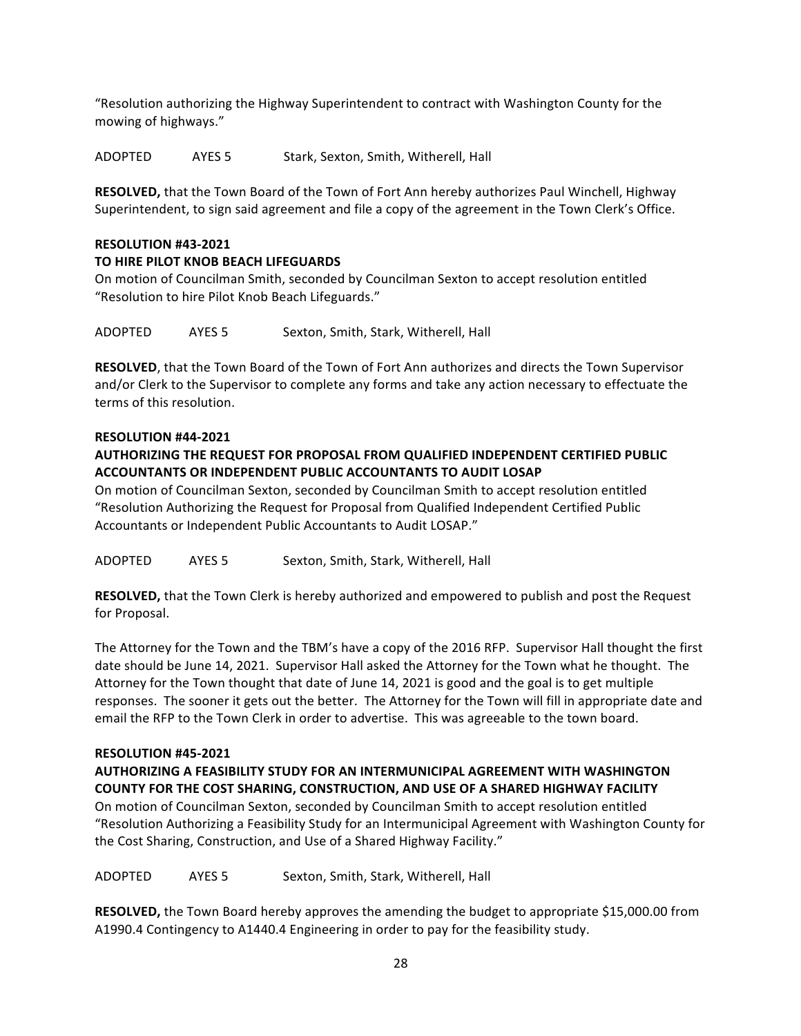"Resolution authorizing the Highway Superintendent to contract with Washington County for the mowing of highways."

ADOPTED AYES 5 Stark, Sexton, Smith, Witherell, Hall

**RESOLVED,** that the Town Board of the Town of Fort Ann hereby authorizes Paul Winchell, Highway Superintendent, to sign said agreement and file a copy of the agreement in the Town Clerk's Office.

**RESOLUTION #43-2021**
**TO HIRE PILOT KNOB BEACH LIFEGUARDS**

On motion of Councilman Smith, seconded by Councilman Sexton to accept resolution entitled "Resolution to hire Pilot Knob Beach Lifeguards."

ADOPTED AYES 5 Sexton, Smith, Stark, Witherell, Hall

**RESOLVED**, that the Town Board of the Town of Fort Ann authorizes and directs the Town Supervisor and/or Clerk to the Supervisor to complete any forms and take any action necessary to effectuate the terms of this resolution.

**RESOLUTION #44-2021**
**AUTHORIZING THE REQUEST FOR PROPOSAL FROM QUALIFIED INDEPENDENT CERTIFIED PUBLIC ACCOUNTANTS OR INDEPENDENT PUBLIC ACCOUNTANTS TO AUDIT LOSAP**

On motion of Councilman Sexton, seconded by Councilman Smith to accept resolution entitled "Resolution Authorizing the Request for Proposal from Qualified Independent Certified Public Accountants or Independent Public Accountants to Audit LOSAP."

ADOPTED AYES 5 Sexton, Smith, Stark, Witherell, Hall

**RESOLVED,** that the Town Clerk is hereby authorized and empowered to publish and post the Request for Proposal.

The Attorney for the Town and the TBM's have a copy of the 2016 RFP. Supervisor Hall thought the first date should be June 14, 2021. Supervisor Hall asked the Attorney for the Town what he thought. The Attorney for the Town thought that date of June 14, 2021 is good and the goal is to get multiple responses. The sooner it gets out the better. The Attorney for the Town will fill in appropriate date and email the RFP to the Town Clerk in order to advertise. This was agreeable to the town board.

**RESOLUTION #45-2021**
**AUTHORIZING A FEASIBILITY STUDY FOR AN INTERMUNICIPAL AGREEMENT WITH WASHINGTON COUNTY FOR THE COST SHARING, CONSTRUCTION, AND USE OF A SHARED HIGHWAY FACILITY**

On motion of Councilman Sexton, seconded by Councilman Smith to accept resolution entitled "Resolution Authorizing a Feasibility Study for an Intermunicipal Agreement with Washington County for the Cost Sharing, Construction, and Use of a Shared Highway Facility."

ADOPTED AYES 5 Sexton, Smith, Stark, Witherell, Hall

**RESOLVED,** the Town Board hereby approves the amending the budget to appropriate $15,000.00 from A1990.4 Contingency to A1440.4 Engineering in order to pay for the feasibility study.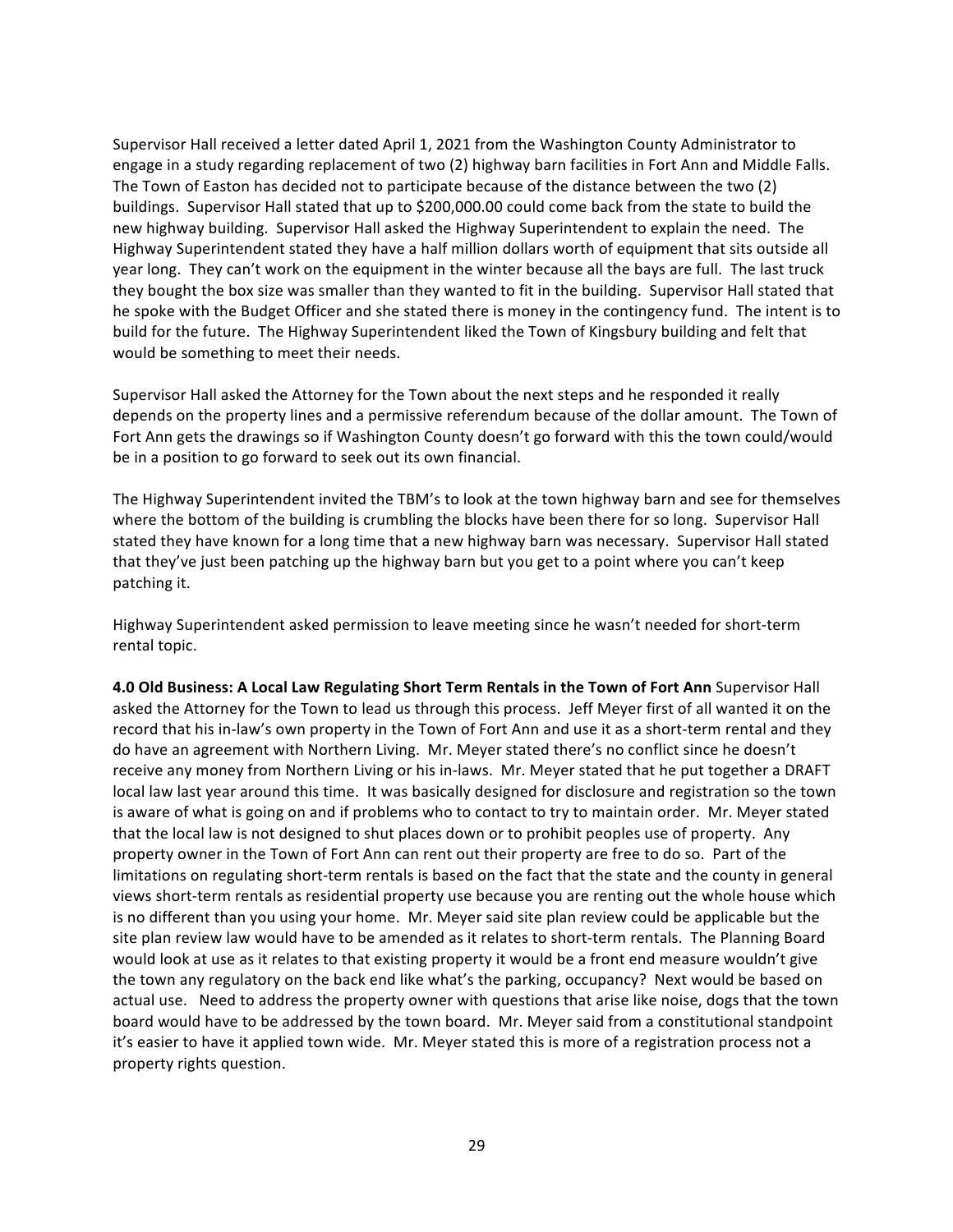Supervisor Hall received a letter dated April 1, 2021 from the Washington County Administrator to engage in a study regarding replacement of two (2) highway barn facilities in Fort Ann and Middle Falls. The Town of Easton has decided not to participate because of the distance between the two (2) buildings. Supervisor Hall stated that up to $200,000.00 could come back from the state to build the new highway building. Supervisor Hall asked the Highway Superintendent to explain the need. The Highway Superintendent stated they have a half million dollars worth of equipment that sits outside all year long. They can't work on the equipment in the winter because all the bays are full. The last truck they bought the box size was smaller than they wanted to fit in the building. Supervisor Hall stated that he spoke with the Budget Officer and she stated there is money in the contingency fund. The intent is to build for the future. The Highway Superintendent liked the Town of Kingsbury building and felt that would be something to meet their needs.

Supervisor Hall asked the Attorney for the Town about the next steps and he responded it really depends on the property lines and a permissive referendum because of the dollar amount. The Town of Fort Ann gets the drawings so if Washington County doesn't go forward with this the town could/would be in a position to go forward to seek out its own financial.

The Highway Superintendent invited the TBM's to look at the town highway barn and see for themselves where the bottom of the building is crumbling the blocks have been there for so long. Supervisor Hall stated they have known for a long time that a new highway barn was necessary. Supervisor Hall stated that they've just been patching up the highway barn but you get to a point where you can't keep patching it.

Highway Superintendent asked permission to leave meeting since he wasn't needed for short-term rental topic.

**4.0 Old Business: A Local Law Regulating Short Term Rentals in the Town of Fort Ann** Supervisor Hall asked the Attorney for the Town to lead us through this process. Jeff Meyer first of all wanted it on the record that his in-law's own property in the Town of Fort Ann and use it as a short-term rental and they do have an agreement with Northern Living. Mr. Meyer stated there's no conflict since he doesn't receive any money from Northern Living or his in-laws. Mr. Meyer stated that he put together a DRAFT local law last year around this time. It was basically designed for disclosure and registration so the town is aware of what is going on and if problems who to contact to try to maintain order. Mr. Meyer stated that the local law is not designed to shut places down or to prohibit peoples use of property. Any property owner in the Town of Fort Ann can rent out their property are free to do so. Part of the limitations on regulating short-term rentals is based on the fact that the state and the county in general views short-term rentals as residential property use because you are renting out the whole house which is no different than you using your home. Mr. Meyer said site plan review could be applicable but the site plan review law would have to be amended as it relates to short-term rentals. The Planning Board would look at use as it relates to that existing property it would be a front end measure wouldn't give the town any regulatory on the back end like what's the parking, occupancy? Next would be based on actual use. Need to address the property owner with questions that arise like noise, dogs that the town board would have to be addressed by the town board. Mr. Meyer said from a constitutional standpoint it's easier to have it applied town wide. Mr. Meyer stated this is more of a registration process not a property rights question.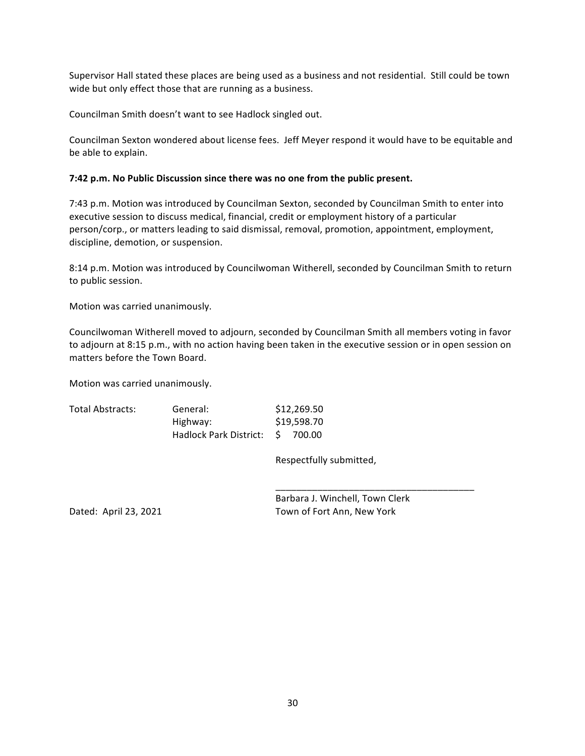Supervisor Hall stated these places are being used as a business and not residential. Still could be town wide but only effect those that are running as a business.

Councilman Smith doesn't want to see Hadlock singled out.

Councilman Sexton wondered about license fees. Jeff Meyer respond it would have to be equitable and be able to explain.

**7:42 p.m. No Public Discussion since there was no one from the public present.**

7:43 p.m. Motion was introduced by Councilman Sexton, seconded by Councilman Smith to enter into executive session to discuss medical, financial, credit or employment history of a particular person/corp., or matters leading to said dismissal, removal, promotion, appointment, employment, discipline, demotion, or suspension.

8:14 p.m. Motion was introduced by Councilwoman Witherell, seconded by Councilman Smith to return to public session.

Motion was carried unanimously.

Councilwoman Witherell moved to adjourn, seconded by Councilman Smith all members voting in favor to adjourn at 8:15 p.m., with no action having been taken in the executive session or in open session on matters before the Town Board.

Motion was carried unanimously.

| | | |
|---|---|---|
| Total Abstracts: | General: | $12,269.50 |
| | Highway: | $19,598.70 |
| | Hadlock Park District: | $ 700.00 |

Respectfully submitted,

\_\_\_\_\_\_\_\_\_\_\_\_\_\_\_\_\_\_\_\_\_\_\_\_\_\_\_\_\_\_\_\_\_\_\_\_\_\_\_

Barbara J. Winchell, Town Clerk
Town of Fort Ann, New York

Dated: April 23, 2021